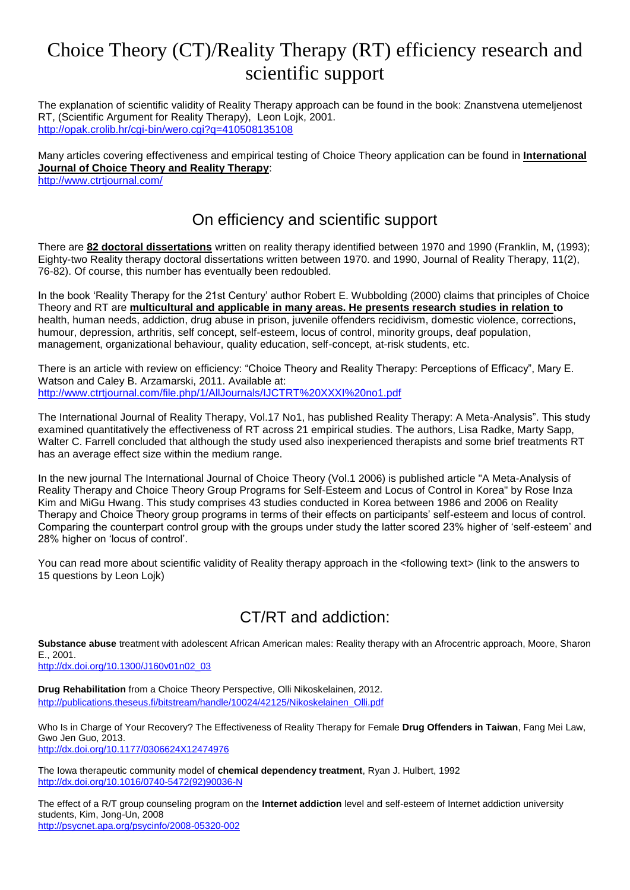# Choice Theory (CT)/Reality Therapy (RT) efficiency research and scientific support

The explanation of scientific validity of Reality Therapy approach can be found in the book: Znanstvena utemeljenost RT, (Scientific Argument for Reality Therapy), Leon Lojk, 2001.
http://opak.crolib.hr/cgi-bin/wero.cgi?q=410508135108

Many articles covering effectiveness and empirical testing of Choice Theory application can be found in **International Journal of Choice Theory and Reality Therapy**:
http://www.ctrtjournal.com/

## On efficiency and scientific support

There are **82 doctoral dissertations** written on reality therapy identified between 1970 and 1990 (Franklin, M, (1993); Eighty-two Reality therapy doctoral dissertations written between 1970. and 1990, Journal of Reality Therapy, 11(2), 76-82). Of course, this number has eventually been redoubled.

In the book 'Reality Therapy for the 21st Century' author Robert E. Wubbolding (2000) claims that principles of Choice Theory and RT are **multicultural and applicable in many areas. He presents research studies in relation to** health, human needs, addiction, drug abuse in prison, juvenile offenders recidivism, domestic violence, corrections, humour, depression, arthritis, self concept, self-esteem, locus of control, minority groups, deaf population, management, organizational behaviour, quality education, self-concept, at-risk students, etc.

There is an article with review on efficiency: "Choice Theory and Reality Therapy: Perceptions of Efficacy", Mary E. Watson and Caley B. Arzamarski, 2011. Available at:
http://www.ctrtjournal.com/file.php/1/AllJournals/IJCTRT%20XXXI%20no1.pdf

The International Journal of Reality Therapy, Vol.17 No1, has published Reality Therapy: A Meta-Analysis". This study examined quantitatively the effectiveness of RT across 21 empirical studies. The authors, Lisa Radke, Marty Sapp, Walter C. Farrell concluded that although the study used also inexperienced therapists and some brief treatments RT has an average effect size within the medium range.

In the new journal The International Journal of Choice Theory (Vol.1 2006) is published article "A Meta-Analysis of Reality Therapy and Choice Theory Group Programs for Self-Esteem and Locus of Control in Korea" by Rose Inza Kim and MiGu Hwang. This study comprises 43 studies conducted in Korea between 1986 and 2006 on Reality Therapy and Choice Theory group programs in terms of their effects on participants' self-esteem and locus of control. Comparing the counterpart control group with the groups under study the latter scored 23% higher of 'self-esteem' and 28% higher on 'locus of control'.

You can read more about scientific validity of Reality therapy approach in the <following text> (link to the answers to 15 questions by Leon Lojk)

## CT/RT and addiction:

**Substance abuse** treatment with adolescent African American males: Reality therapy with an Afrocentric approach, Moore, Sharon E., 2001.
http://dx.doi.org/10.1300/J160v01n02_03

**Drug Rehabilitation** from a Choice Theory Perspective, Olli Nikoskelainen, 2012.
http://publications.theseus.fi/bitstream/handle/10024/42125/Nikoskelainen_Olli.pdf

Who Is in Charge of Your Recovery? The Effectiveness of Reality Therapy for Female **Drug Offenders in Taiwan**, Fang Mei Law, Gwo Jen Guo, 2013.
http://dx.doi.org/10.1177/0306624X12474976

The Iowa therapeutic community model of **chemical dependency treatment**, Ryan J. Hulbert, 1992
http://dx.doi.org/10.1016/0740-5472(92)90036-N

The effect of a R/T group counseling program on the **Internet addiction** level and self-esteem of Internet addiction university students, Kim, Jong-Un, 2008
http://psycnet.apa.org/psycinfo/2008-05320-002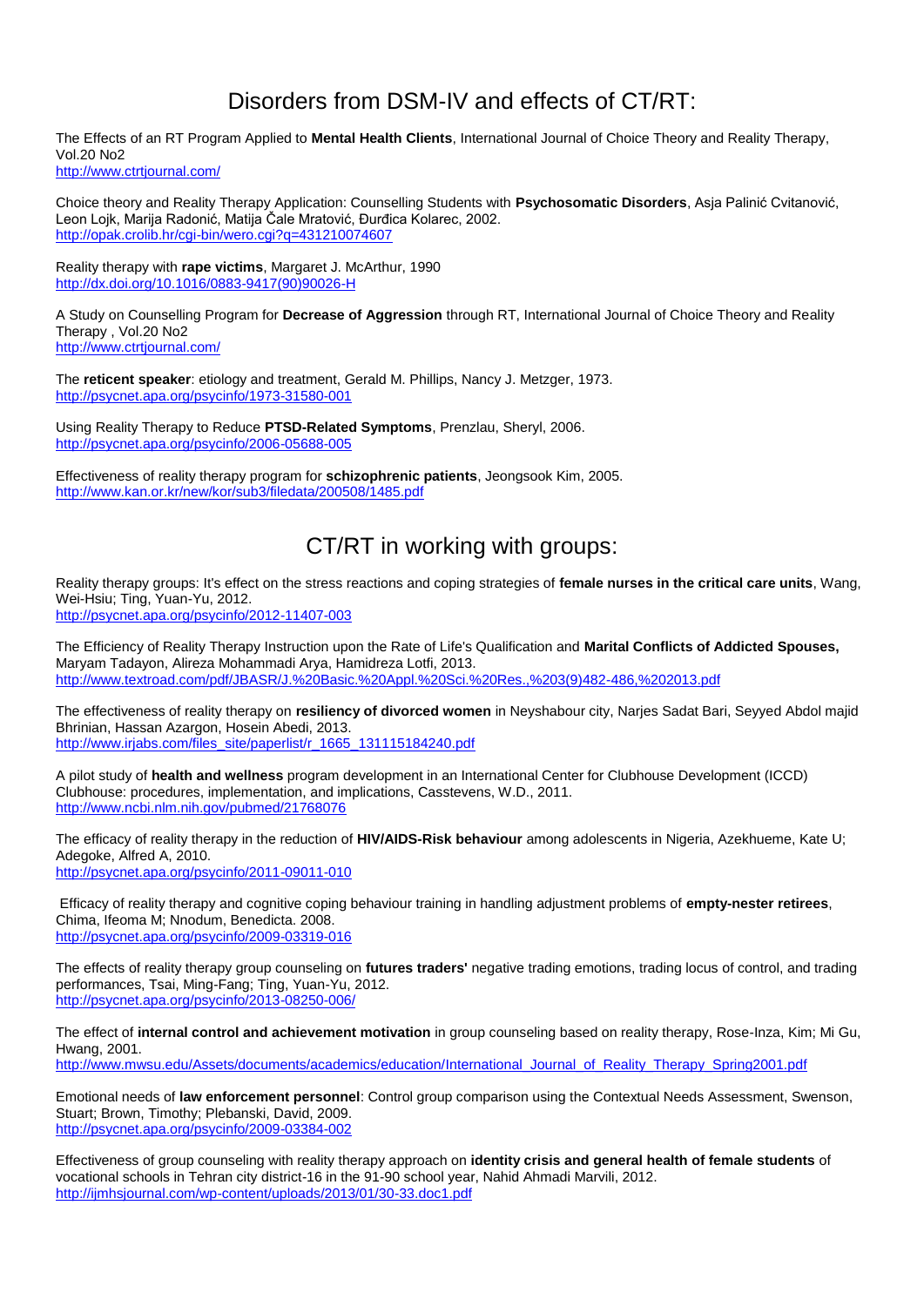## Disorders from DSM-IV and effects of CT/RT:

The Effects of an RT Program Applied to **Mental Health Clients**, International Journal of Choice Theory and Reality Therapy, Vol.20 No2
http://www.ctrtjournal.com/

Choice theory and Reality Therapy Application: Counselling Students with **Psychosomatic Disorders**, Asja Palinić Cvitanović, Leon Lojk, Marija Radonić, Matija Čale Mratović, Đurđica Kolarec, 2002.
http://opak.crolib.hr/cgi-bin/wero.cgi?q=431210074607

Reality therapy with **rape victims**, Margaret J. McArthur, 1990
http://dx.doi.org/10.1016/0883-9417(90)90026-H

A Study on Counselling Program for **Decrease of Aggression** through RT, International Journal of Choice Theory and Reality Therapy , Vol.20 No2
http://www.ctrtjournal.com/

The **reticent speaker**: etiology and treatment, Gerald M. Phillips, Nancy J. Metzger, 1973.
http://psycnet.apa.org/psycinfo/1973-31580-001

Using Reality Therapy to Reduce **PTSD-Related Symptoms**, Prenzlau, Sheryl, 2006.
http://psycnet.apa.org/psycinfo/2006-05688-005

Effectiveness of reality therapy program for **schizophrenic patients**, Jeongsook Kim, 2005.
http://www.kan.or.kr/new/kor/sub3/filedata/200508/1485.pdf

## CT/RT in working with groups:

Reality therapy groups: It's effect on the stress reactions and coping strategies of **female nurses in the critical care units**, Wang, Wei-Hsiu; Ting, Yuan-Yu, 2012.
http://psycnet.apa.org/psycinfo/2012-11407-003

The Efficiency of Reality Therapy Instruction upon the Rate of Life's Qualification and **Marital Conflicts of Addicted Spouses,** Maryam Tadayon, Alireza Mohammadi Arya, Hamidreza Lotfi, 2013.
http://www.textroad.com/pdf/JBASR/J.%20Basic.%20Appl.%20Sci.%20Res.,%203(9)482-486,%202013.pdf

The effectiveness of reality therapy on **resiliency of divorced women** in Neyshabour city, Narjes Sadat Bari, Seyyed Abdol majid Bhrinian, Hassan Azargon, Hosein Abedi, 2013.
http://www.irjabs.com/files_site/paperlist/r_1665_131115184240.pdf

A pilot study of **health and wellness** program development in an International Center for Clubhouse Development (ICCD) Clubhouse: procedures, implementation, and implications, Casstevens, W.D., 2011.
http://www.ncbi.nlm.nih.gov/pubmed/21768076

The efficacy of reality therapy in the reduction of **HIV/AIDS-Risk behaviour** among adolescents in Nigeria, Azekhueme, Kate U; Adegoke, Alfred A, 2010.
http://psycnet.apa.org/psycinfo/2011-09011-010

Efficacy of reality therapy and cognitive coping behaviour training in handling adjustment problems of **empty-nester retirees**, Chima, Ifeoma M; Nnodum, Benedicta. 2008.
http://psycnet.apa.org/psycinfo/2009-03319-016

The effects of reality therapy group counseling on **futures traders'** negative trading emotions, trading locus of control, and trading performances, Tsai, Ming-Fang; Ting, Yuan-Yu, 2012.
http://psycnet.apa.org/psycinfo/2013-08250-006/

The effect of **internal control and achievement motivation** in group counseling based on reality therapy, Rose-Inza, Kim; Mi Gu, Hwang, 2001.
http://www.mwsu.edu/Assets/documents/academics/education/International_Journal_of_Reality_Therapy_Spring2001.pdf

Emotional needs of **law enforcement personnel**: Control group comparison using the Contextual Needs Assessment, Swenson, Stuart; Brown, Timothy; Plebanski, David, 2009.
http://psycnet.apa.org/psycinfo/2009-03384-002

Effectiveness of group counseling with reality therapy approach on **identity crisis and general health of female students** of vocational schools in Tehran city district-16 in the 91-90 school year, Nahid Ahmadi Marvili, 2012.
http://ijmhsjournal.com/wp-content/uploads/2013/01/30-33.doc1.pdf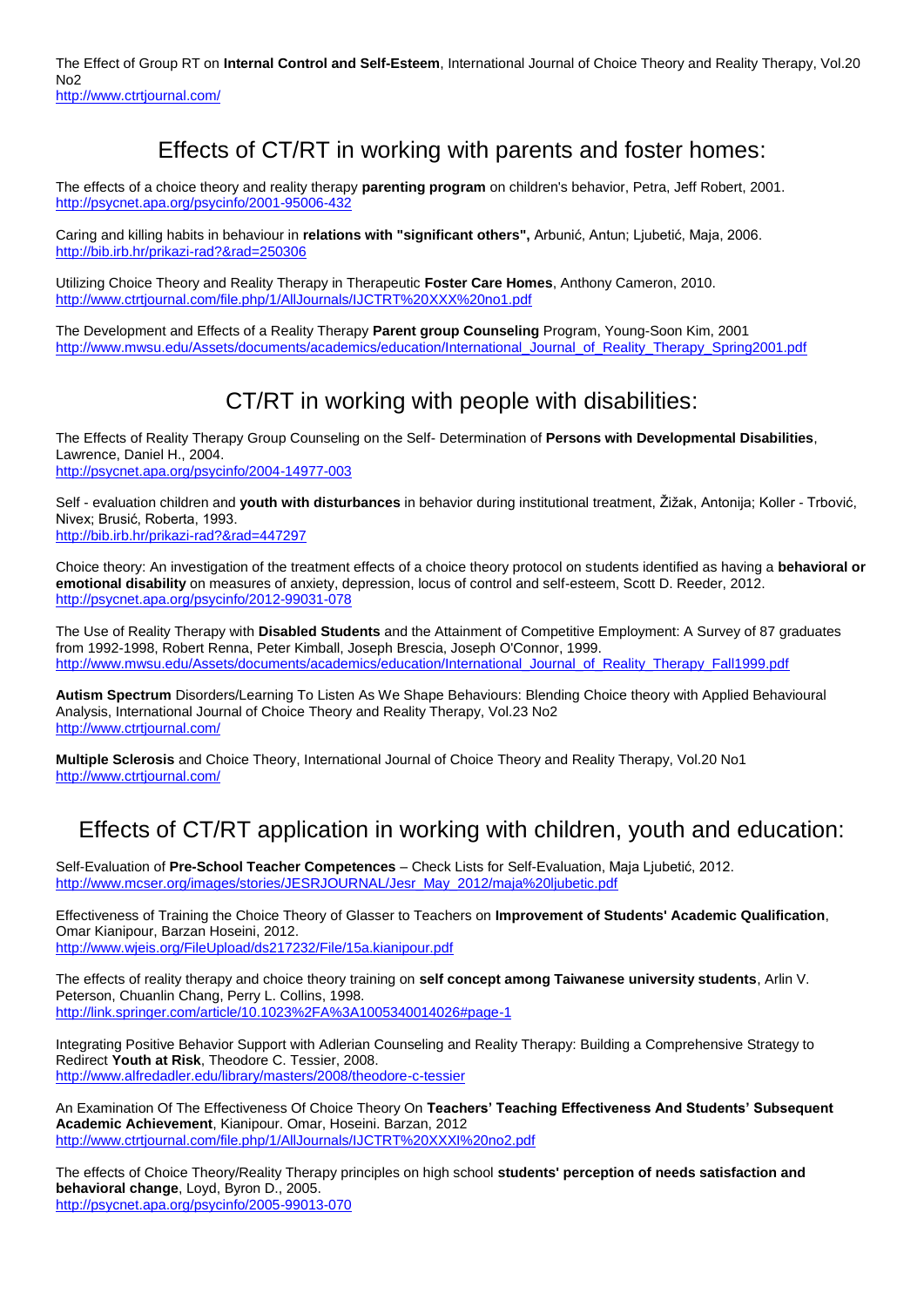The Effect of Group RT on **Internal Control and Self-Esteem**, International Journal of Choice Theory and Reality Therapy, Vol.20 No2
http://www.ctrtjournal.com/

## Effects of CT/RT in working with parents and foster homes:

The effects of a choice theory and reality therapy **parenting program** on children's behavior, Petra, Jeff Robert, 2001.
http://psycnet.apa.org/psycinfo/2001-95006-432

Caring and killing habits in behaviour in **relations with "significant others",** Arbunić, Antun; Ljubetić, Maja, 2006.
http://bib.irb.hr/prikazi-rad?&rad=250306

Utilizing Choice Theory and Reality Therapy in Therapeutic **Foster Care Homes**, Anthony Cameron, 2010.
http://www.ctrtjournal.com/file.php/1/AllJournals/IJCTRT%20XXX%20no1.pdf

The Development and Effects of a Reality Therapy **Parent group Counseling** Program, Young-Soon Kim, 2001
http://www.mwsu.edu/Assets/documents/academics/education/International_Journal_of_Reality_Therapy_Spring2001.pdf

## CT/RT in working with people with disabilities:

The Effects of Reality Therapy Group Counseling on the Self- Determination of **Persons with Developmental Disabilities**, Lawrence, Daniel H., 2004.
http://psycnet.apa.org/psycinfo/2004-14977-003

Self - evaluation children and **youth with disturbances** in behavior during institutional treatment, Žižak, Antonija; Koller - Trbović, Nivex; Brusić, Roberta, 1993.
http://bib.irb.hr/prikazi-rad?&rad=447297

Choice theory: An investigation of the treatment effects of a choice theory protocol on students identified as having a **behavioral or emotional disability** on measures of anxiety, depression, locus of control and self-esteem, Scott D. Reeder, 2012.
http://psycnet.apa.org/psycinfo/2012-99031-078

The Use of Reality Therapy with **Disabled Students** and the Attainment of Competitive Employment: A Survey of 87 graduates from 1992-1998, Robert Renna, Peter Kimball, Joseph Brescia, Joseph O'Connor, 1999.
http://www.mwsu.edu/Assets/documents/academics/education/International_Journal_of_Reality_Therapy_Fall1999.pdf

**Autism Spectrum** Disorders/Learning To Listen As We Shape Behaviours: Blending Choice theory with Applied Behavioural Analysis, International Journal of Choice Theory and Reality Therapy, Vol.23 No2
http://www.ctrtjournal.com/

**Multiple Sclerosis** and Choice Theory, International Journal of Choice Theory and Reality Therapy, Vol.20 No1
http://www.ctrtjournal.com/

## Effects of CT/RT application in working with children, youth and education:

Self-Evaluation of **Pre-School Teacher Competences** – Check Lists for Self-Evaluation, Maja Ljubetić, 2012.
http://www.mcser.org/images/stories/JESRJOURNAL/Jesr_May_2012/maja%20ljubetic.pdf

Effectiveness of Training the Choice Theory of Glasser to Teachers on **Improvement of Students' Academic Qualification**, Omar Kianipour, Barzan Hoseini, 2012.
http://www.wjeis.org/FileUpload/ds217232/File/15a.kianipour.pdf

The effects of reality therapy and choice theory training on **self concept among Taiwanese university students**, Arlin V. Peterson, Chuanlin Chang, Perry L. Collins, 1998.
http://link.springer.com/article/10.1023%2FA%3A1005340014026#page-1

Integrating Positive Behavior Support with Adlerian Counseling and Reality Therapy: Building a Comprehensive Strategy to Redirect **Youth at Risk**, Theodore C. Tessier, 2008.
http://www.alfredadler.edu/library/masters/2008/theodore-c-tessier

An Examination Of The Effectiveness Of Choice Theory On **Teachers' Teaching Effectiveness And Students' Subsequent Academic Achievement**, Kianipour. Omar, Hoseini. Barzan, 2012
http://www.ctrtjournal.com/file.php/1/AllJournals/IJCTRT%20XXXI%20no2.pdf

The effects of Choice Theory/Reality Therapy principles on high school **students' perception of needs satisfaction and behavioral change**, Loyd, Byron D., 2005.
http://psycnet.apa.org/psycinfo/2005-99013-070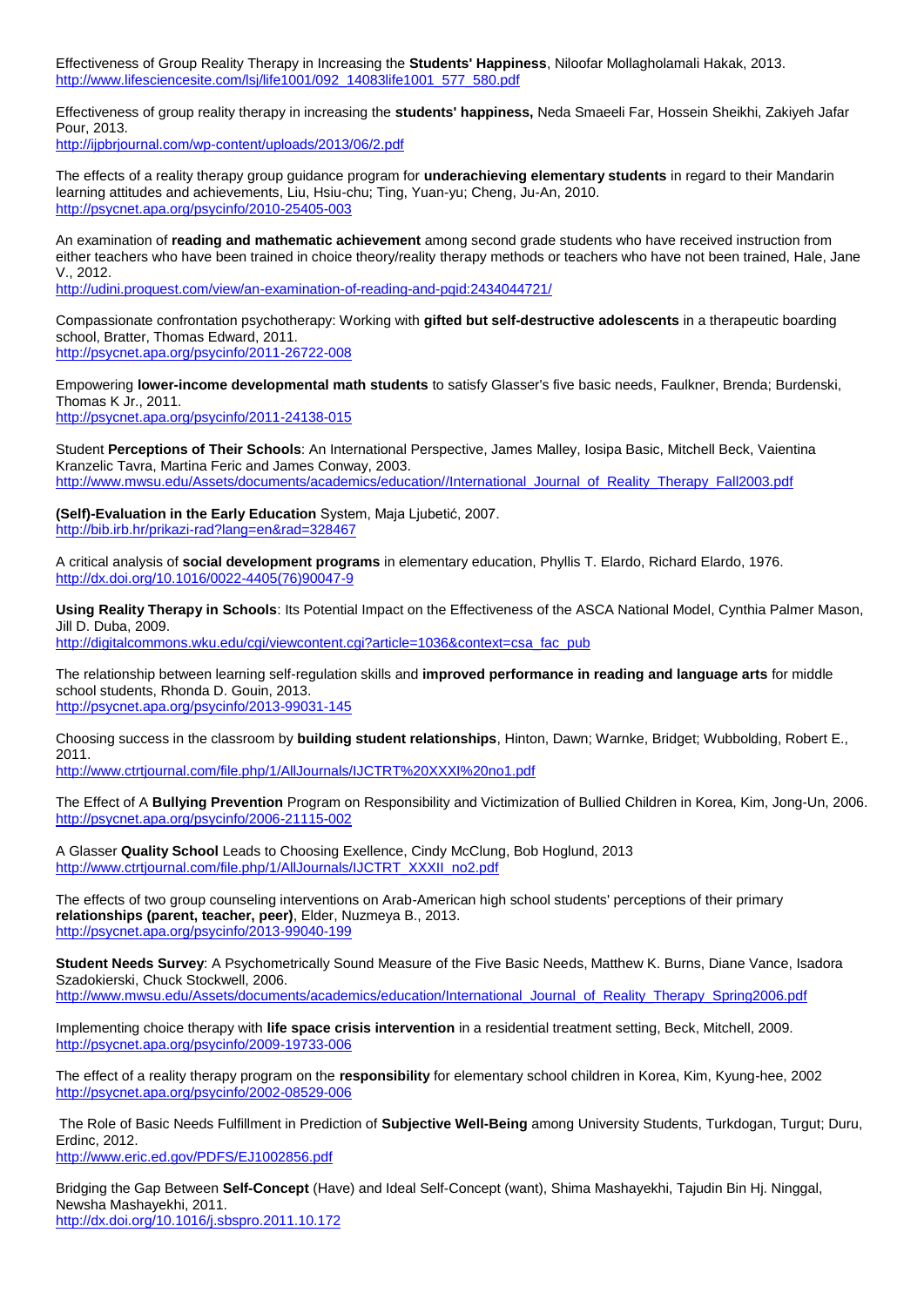Effectiveness of Group Reality Therapy in Increasing the **Students' Happiness**, Niloofar Mollagholamali Hakak, 2013.
http://www.lifesciencesite.com/lsj/life1001/092_14083life1001_577_580.pdf

Effectiveness of group reality therapy in increasing the **students' happiness,** Neda Smaeeli Far, Hossein Sheikhi, Zakiyeh Jafar Pour, 2013.
http://ijpbrjournal.com/wp-content/uploads/2013/06/2.pdf

The effects of a reality therapy group guidance program for **underachieving elementary students** in regard to their Mandarin learning attitudes and achievements, Liu, Hsiu-chu; Ting, Yuan-yu; Cheng, Ju-An, 2010.
http://psycnet.apa.org/psycinfo/2010-25405-003

An examination of **reading and mathematic achievement** among second grade students who have received instruction from either teachers who have been trained in choice theory/reality therapy methods or teachers who have not been trained, Hale, Jane V., 2012.
http://udini.proquest.com/view/an-examination-of-reading-and-pqid:2434044721/

Compassionate confrontation psychotherapy: Working with **gifted but self-destructive adolescents** in a therapeutic boarding school, Bratter, Thomas Edward, 2011.
http://psycnet.apa.org/psycinfo/2011-26722-008

Empowering **lower-income developmental math students** to satisfy Glasser's five basic needs, Faulkner, Brenda; Burdenski, Thomas K Jr., 2011.
http://psycnet.apa.org/psycinfo/2011-24138-015

Student **Perceptions of Their Schools**: An International Perspective, James Malley, Iosipa Basic, Mitchell Beck, Vaientina Kranzelic Tavra, Martina Feric and James Conway, 2003.
http://www.mwsu.edu/Assets/documents/academics/education//International_Journal_of_Reality_Therapy_Fall2003.pdf

**(Self)-Evaluation in the Early Education** System, Maja Ljubetić, 2007.
http://bib.irb.hr/prikazi-rad?lang=en&rad=328467

A critical analysis of **social development programs** in elementary education, Phyllis T. Elardo, Richard Elardo, 1976.
http://dx.doi.org/10.1016/0022-4405(76)90047-9

**Using Reality Therapy in Schools**: Its Potential Impact on the Effectiveness of the ASCA National Model, Cynthia Palmer Mason, Jill D. Duba, 2009.
http://digitalcommons.wku.edu/cgi/viewcontent.cgi?article=1036&context=csa_fac_pub

The relationship between learning self-regulation skills and **improved performance in reading and language arts** for middle school students, Rhonda D. Gouin, 2013.
http://psycnet.apa.org/psycinfo/2013-99031-145

Choosing success in the classroom by **building student relationships**, Hinton, Dawn; Warnke, Bridget; Wubbolding, Robert E., 2011.
http://www.ctrtjournal.com/file.php/1/AllJournals/IJCTRT%20XXXI%20no1.pdf

The Effect of A **Bullying Prevention** Program on Responsibility and Victimization of Bullied Children in Korea, Kim, Jong-Un, 2006.
http://psycnet.apa.org/psycinfo/2006-21115-002

A Glasser **Quality School** Leads to Choosing Exellence, Cindy McClung, Bob Hoglund, 2013
http://www.ctrtjournal.com/file.php/1/AllJournals/IJCTRT_XXXII_no2.pdf

The effects of two group counseling interventions on Arab-American high school students' perceptions of their primary **relationships (parent, teacher, peer)**, Elder, Nuzmeya B., 2013.
http://psycnet.apa.org/psycinfo/2013-99040-199

**Student Needs Survey**: A Psychometrically Sound Measure of the Five Basic Needs, Matthew K. Burns, Diane Vance, Isadora Szadokierski, Chuck Stockwell, 2006.
http://www.mwsu.edu/Assets/documents/academics/education/International_Journal_of_Reality_Therapy_Spring2006.pdf

Implementing choice therapy with **life space crisis intervention** in a residential treatment setting, Beck, Mitchell, 2009.
http://psycnet.apa.org/psycinfo/2009-19733-006

The effect of a reality therapy program on the **responsibility** for elementary school children in Korea, Kim, Kyung-hee, 2002
http://psycnet.apa.org/psycinfo/2002-08529-006

The Role of Basic Needs Fulfillment in Prediction of **Subjective Well-Being** among University Students, Turkdogan, Turgut; Duru, Erdinc, 2012.
http://www.eric.ed.gov/PDFS/EJ1002856.pdf

Bridging the Gap Between **Self-Concept** (Have) and Ideal Self-Concept (want), Shima Mashayekhi, Tajudin Bin Hj. Ninggal, Newsha Mashayekhi, 2011.
http://dx.doi.org/10.1016/j.sbspro.2011.10.172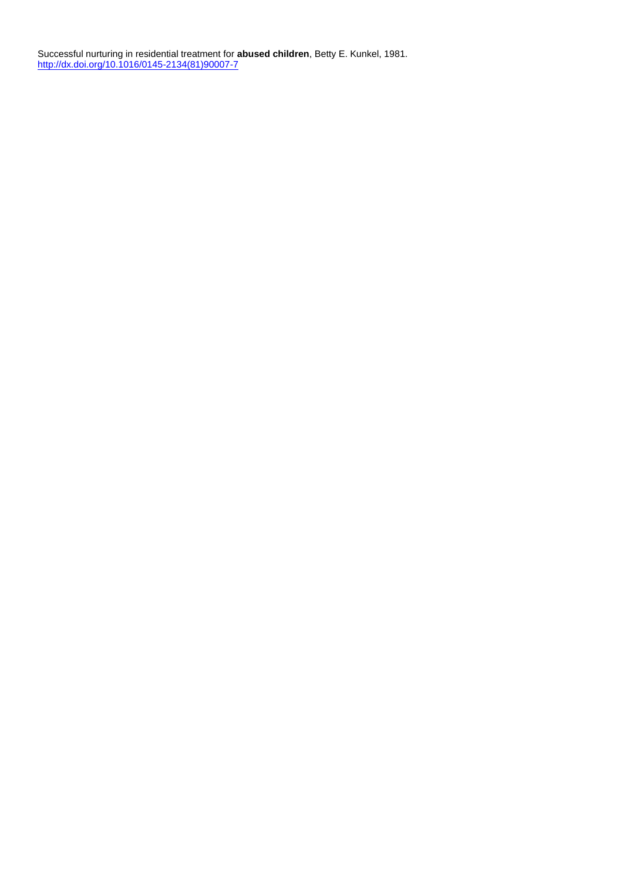Successful nurturing in residential treatment for **abused children**, Betty E. Kunkel, 1981.
http://dx.doi.org/10.1016/0145-2134(81)90007-7